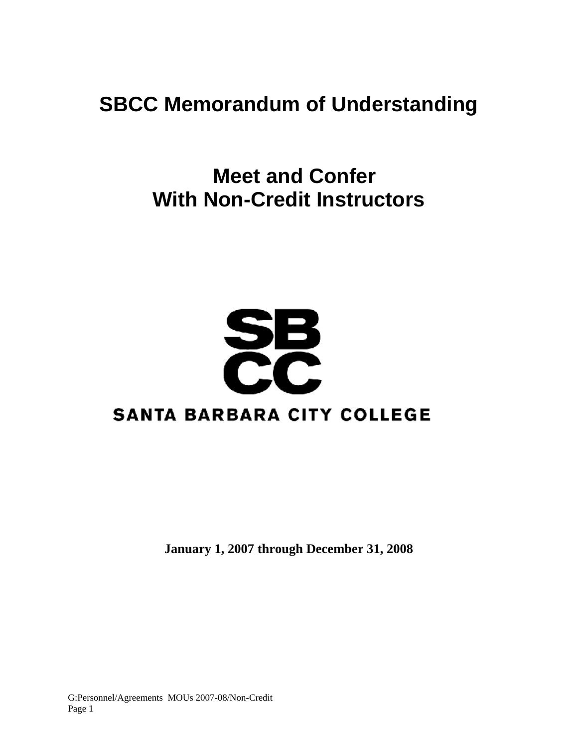# SBCC Memorandum of Understanding

## Meet and Confer
## With Non-Credit Instructors

SB
CC

SANTA BARBARA CITY COLLEGE

**January 1, 2007 through December 31, 2008**

G:Personnel/Agreements MOUs 2007-08/Non-Credit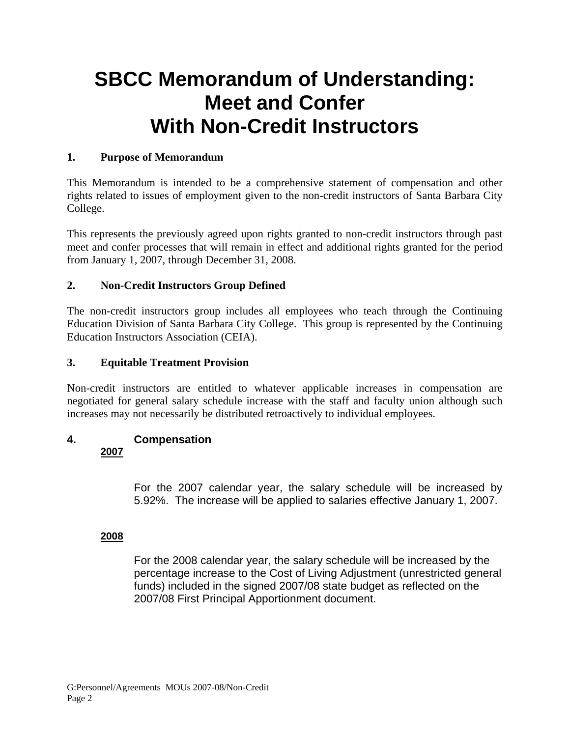# SBCC Memorandum of Understanding: Meet and Confer With Non-Credit Instructors

## 1. Purpose of Memorandum

This Memorandum is intended to be a comprehensive statement of compensation and other rights related to issues of employment given to the non-credit instructors of Santa Barbara City College.

This represents the previously agreed upon rights granted to non-credit instructors through past meet and confer processes that will remain in effect and additional rights granted for the period from January 1, 2007, through December 31, 2008.

## 2. Non-Credit Instructors Group Defined

The non-credit instructors group includes all employees who teach through the Continuing Education Division of Santa Barbara City College. This group is represented by the Continuing Education Instructors Association (CEIA).

## 3. Equitable Treatment Provision

Non-credit instructors are entitled to whatever applicable increases in compensation are negotiated for general salary schedule increase with the staff and faculty union although such increases may not necessarily be distributed retroactively to individual employees.

## 4. Compensation

**<u>2007</u>**

For the 2007 calendar year, the salary schedule will be increased by 5.92%. The increase will be applied to salaries effective January 1, 2007.

**<u>2008</u>**

For the 2008 calendar year, the salary schedule will be increased by the percentage increase to the Cost of Living Adjustment (unrestricted general funds) included in the signed 2007/08 state budget as reflected on the 2007/08 First Principal Apportionment document.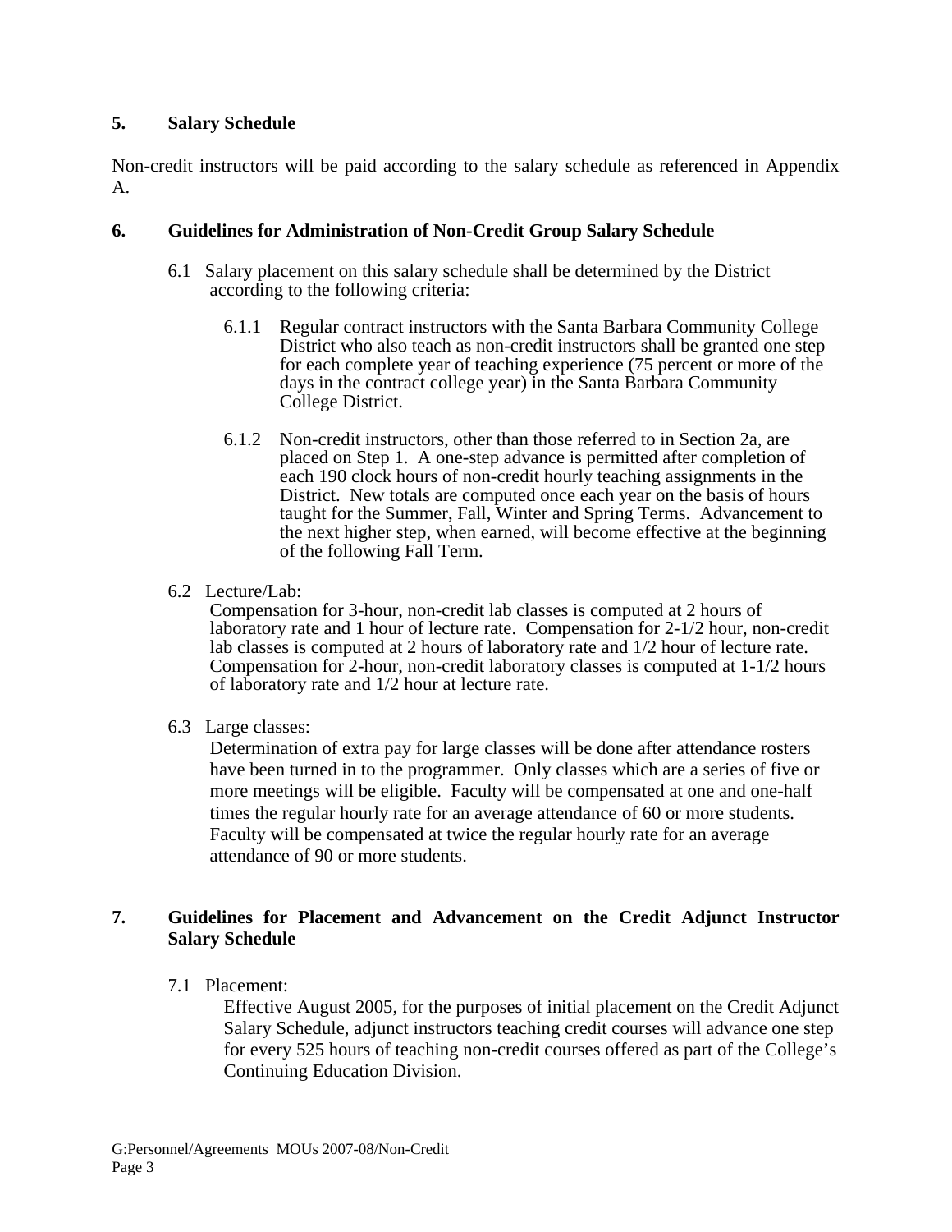## 5. Salary Schedule

Non-credit instructors will be paid according to the salary schedule as referenced in Appendix A.

## 6. Guidelines for Administration of Non-Credit Group Salary Schedule

6.1 Salary placement on this salary schedule shall be determined by the District according to the following criteria:

6.1.1 Regular contract instructors with the Santa Barbara Community College District who also teach as non-credit instructors shall be granted one step for each complete year of teaching experience (75 percent or more of the days in the contract college year) in the Santa Barbara Community College District.

6.1.2 Non-credit instructors, other than those referred to in Section 2a, are placed on Step 1. A one-step advance is permitted after completion of each 190 clock hours of non-credit hourly teaching assignments in the District. New totals are computed once each year on the basis of hours taught for the Summer, Fall, Winter and Spring Terms. Advancement to the next higher step, when earned, will become effective at the beginning of the following Fall Term.

6.2 Lecture/Lab:

Compensation for 3-hour, non-credit lab classes is computed at 2 hours of laboratory rate and 1 hour of lecture rate. Compensation for 2-1/2 hour, non-credit lab classes is computed at 2 hours of laboratory rate and 1/2 hour of lecture rate. Compensation for 2-hour, non-credit laboratory classes is computed at 1-1/2 hours of laboratory rate and 1/2 hour at lecture rate.

6.3 Large classes:

Determination of extra pay for large classes will be done after attendance rosters have been turned in to the programmer. Only classes which are a series of five or more meetings will be eligible. Faculty will be compensated at one and one-half times the regular hourly rate for an average attendance of 60 or more students. Faculty will be compensated at twice the regular hourly rate for an average attendance of 90 or more students.

## 7. Guidelines for Placement and Advancement on the Credit Adjunct Instructor Salary Schedule

7.1 Placement:

Effective August 2005, for the purposes of initial placement on the Credit Adjunct Salary Schedule, adjunct instructors teaching credit courses will advance one step for every 525 hours of teaching non-credit courses offered as part of the College's Continuing Education Division.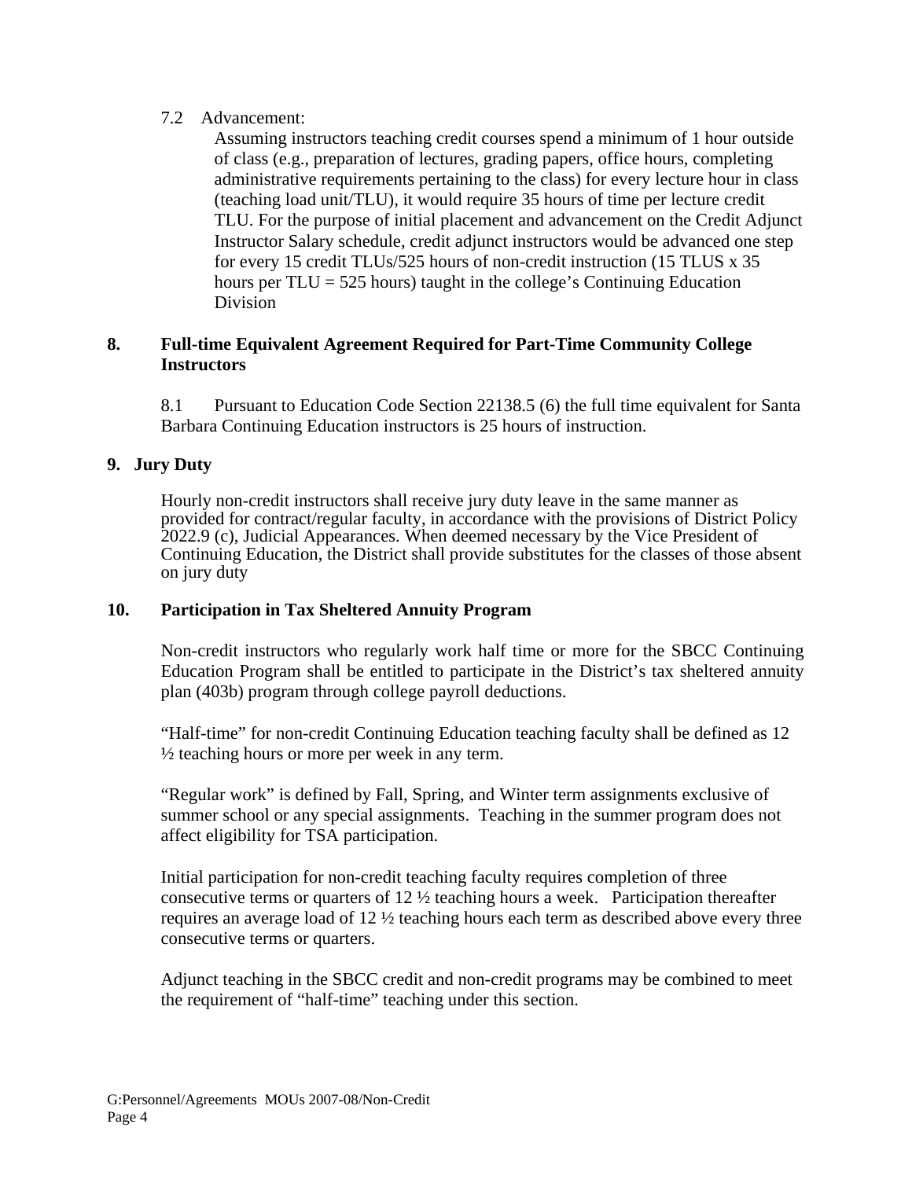7.2 Advancement:

Assuming instructors teaching credit courses spend a minimum of 1 hour outside of class (e.g., preparation of lectures, grading papers, office hours, completing administrative requirements pertaining to the class) for every lecture hour in class (teaching load unit/TLU), it would require 35 hours of time per lecture credit TLU. For the purpose of initial placement and advancement on the Credit Adjunct Instructor Salary schedule, credit adjunct instructors would be advanced one step for every 15 credit TLUs/525 hours of non-credit instruction (15 TLUS x 35 hours per TLU = 525 hours) taught in the college's Continuing Education Division

## 8. Full-time Equivalent Agreement Required for Part-Time Community College Instructors

8.1 Pursuant to Education Code Section 22138.5 (6) the full time equivalent for Santa Barbara Continuing Education instructors is 25 hours of instruction.

## 9. Jury Duty

Hourly non-credit instructors shall receive jury duty leave in the same manner as provided for contract/regular faculty, in accordance with the provisions of District Policy 2022.9 (c), Judicial Appearances. When deemed necessary by the Vice President of Continuing Education, the District shall provide substitutes for the classes of those absent on jury duty

## 10. Participation in Tax Sheltered Annuity Program

Non-credit instructors who regularly work half time or more for the SBCC Continuing Education Program shall be entitled to participate in the District's tax sheltered annuity plan (403b) program through college payroll deductions.

"Half-time" for non-credit Continuing Education teaching faculty shall be defined as 12 ½ teaching hours or more per week in any term.

"Regular work" is defined by Fall, Spring, and Winter term assignments exclusive of summer school or any special assignments. Teaching in the summer program does not affect eligibility for TSA participation.

Initial participation for non-credit teaching faculty requires completion of three consecutive terms or quarters of 12 ½ teaching hours a week. Participation thereafter requires an average load of 12 ½ teaching hours each term as described above every three consecutive terms or quarters.

Adjunct teaching in the SBCC credit and non-credit programs may be combined to meet the requirement of "half-time" teaching under this section.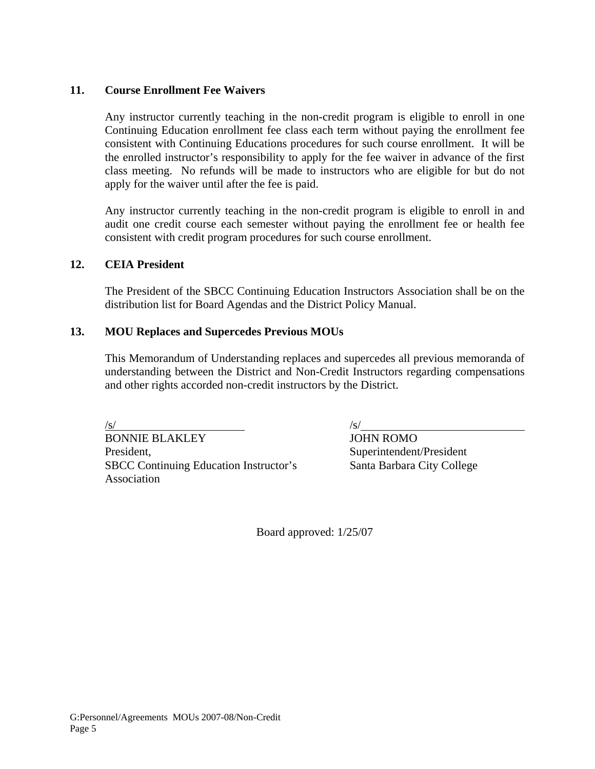**11. Course Enrollment Fee Waivers**

Any instructor currently teaching in the non-credit program is eligible to enroll in one Continuing Education enrollment fee class each term without paying the enrollment fee consistent with Continuing Educations procedures for such course enrollment. It will be the enrolled instructor's responsibility to apply for the fee waiver in advance of the first class meeting. No refunds will be made to instructors who are eligible for but do not apply for the waiver until after the fee is paid.

Any instructor currently teaching in the non-credit program is eligible to enroll in and audit one credit course each semester without paying the enrollment fee or health fee consistent with credit program procedures for such course enrollment.

**12. CEIA President**

The President of the SBCC Continuing Education Instructors Association shall be on the distribution list for Board Agendas and the District Policy Manual.

**13. MOU Replaces and Supercedes Previous MOUs**

This Memorandum of Understanding replaces and supercedes all previous memoranda of understanding between the District and Non-Credit Instructors regarding compensations and other rights accorded non-credit instructors by the District.

/s/
BONNIE BLAKLEY
President,
SBCC Continuing Education Instructor's Association

/s/
JOHN ROMO
Superintendent/President
Santa Barbara City College

Board approved: 1/25/07

G:Personnel/Agreements MOUs 2007-08/Non-Credit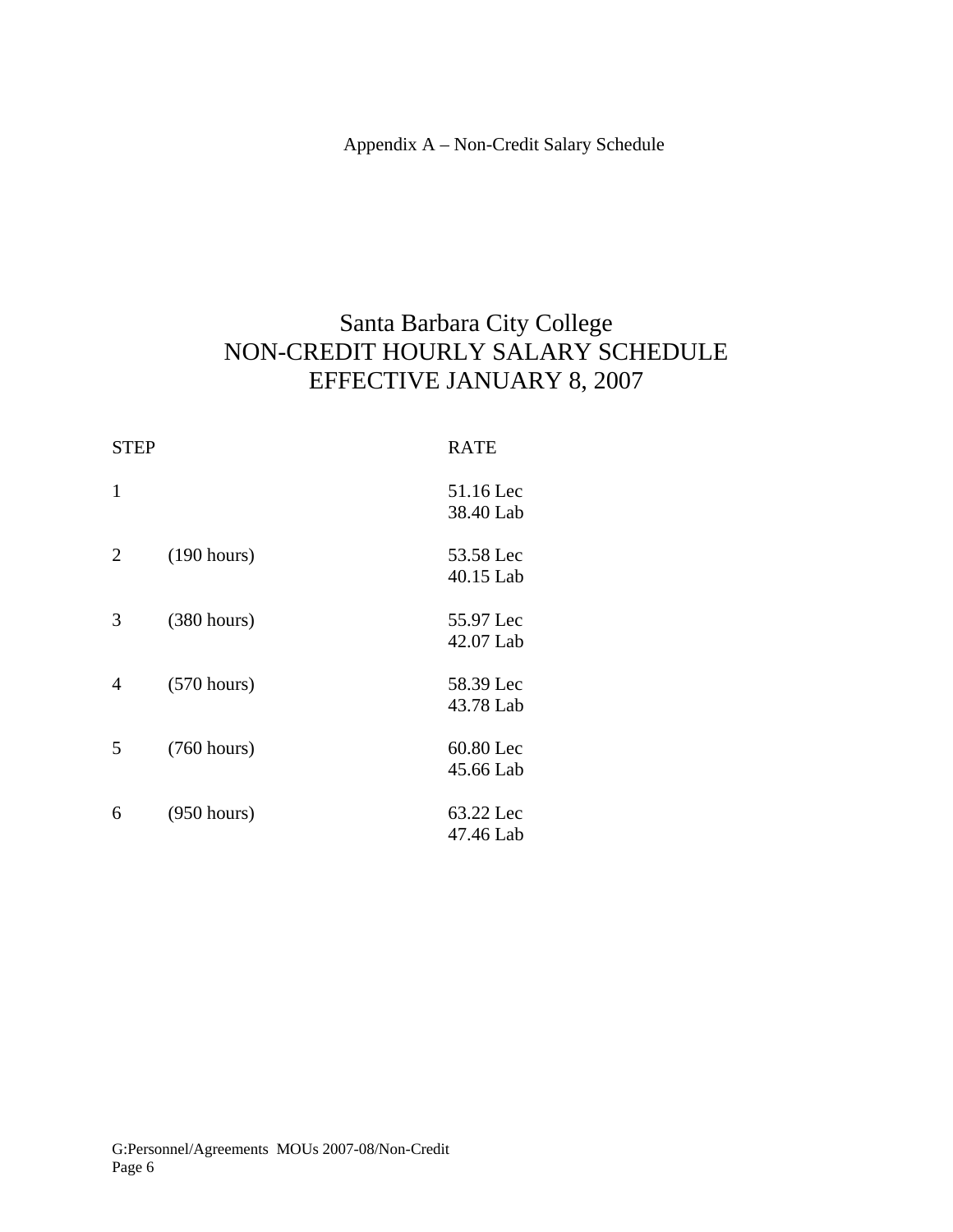Appendix A – Non-Credit Salary Schedule

# Santa Barbara City College
# NON-CREDIT HOURLY SALARY SCHEDULE
# EFFECTIVE JANUARY 8, 2007

| STEP | | RATE |
|---|---|---|
| 1 | | 51.16 Lec<br>38.40 Lab |
| 2 | (190 hours) | 53.58 Lec<br>40.15 Lab |
| 3 | (380 hours) | 55.97 Lec<br>42.07 Lab |
| 4 | (570 hours) | 58.39 Lec<br>43.78 Lab |
| 5 | (760 hours) | 60.80 Lec<br>45.66 Lab |
| 6 | (950 hours) | 63.22 Lec<br>47.46 Lab |

G:Personnel/Agreements MOUs 2007-08/Non-Credit